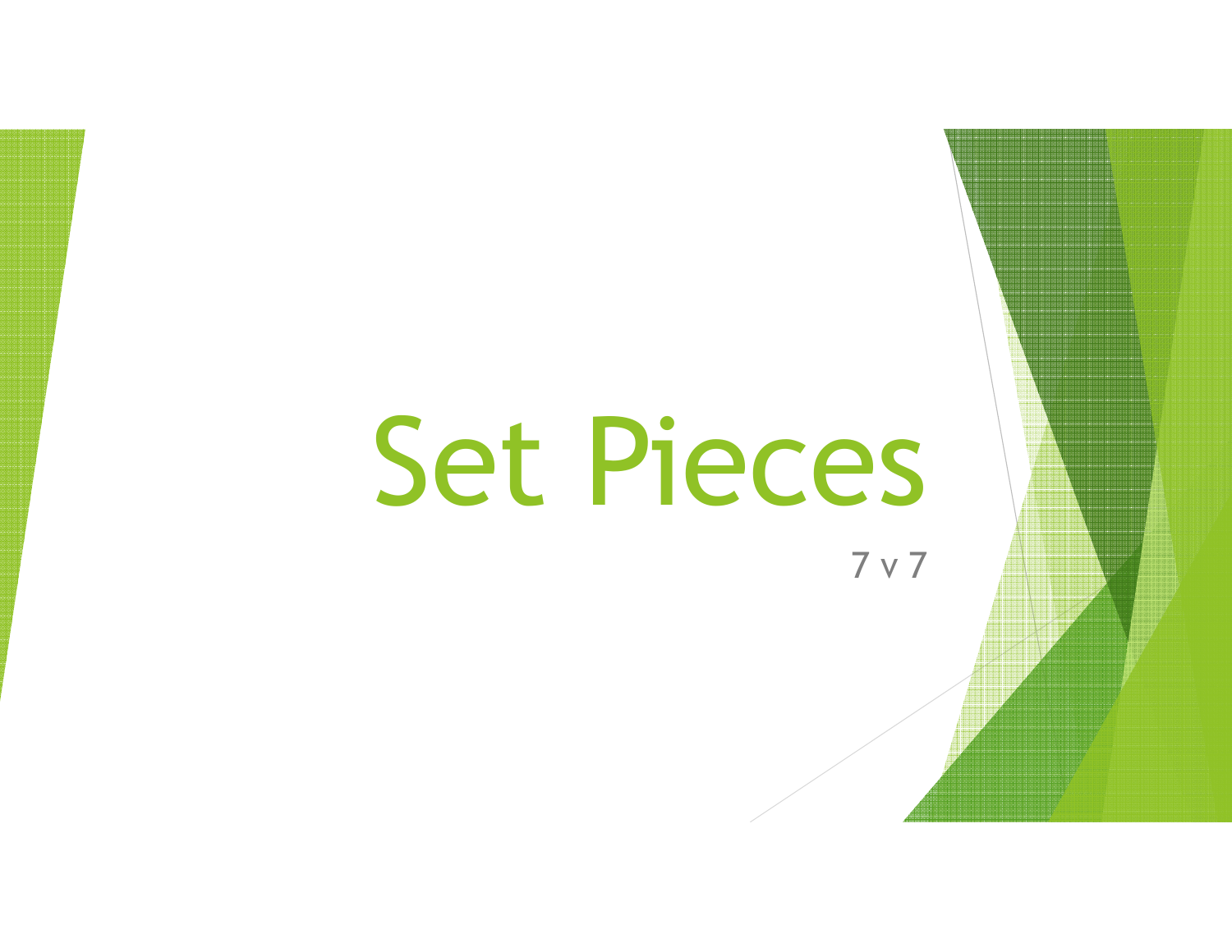# Set Pieces

7 v 7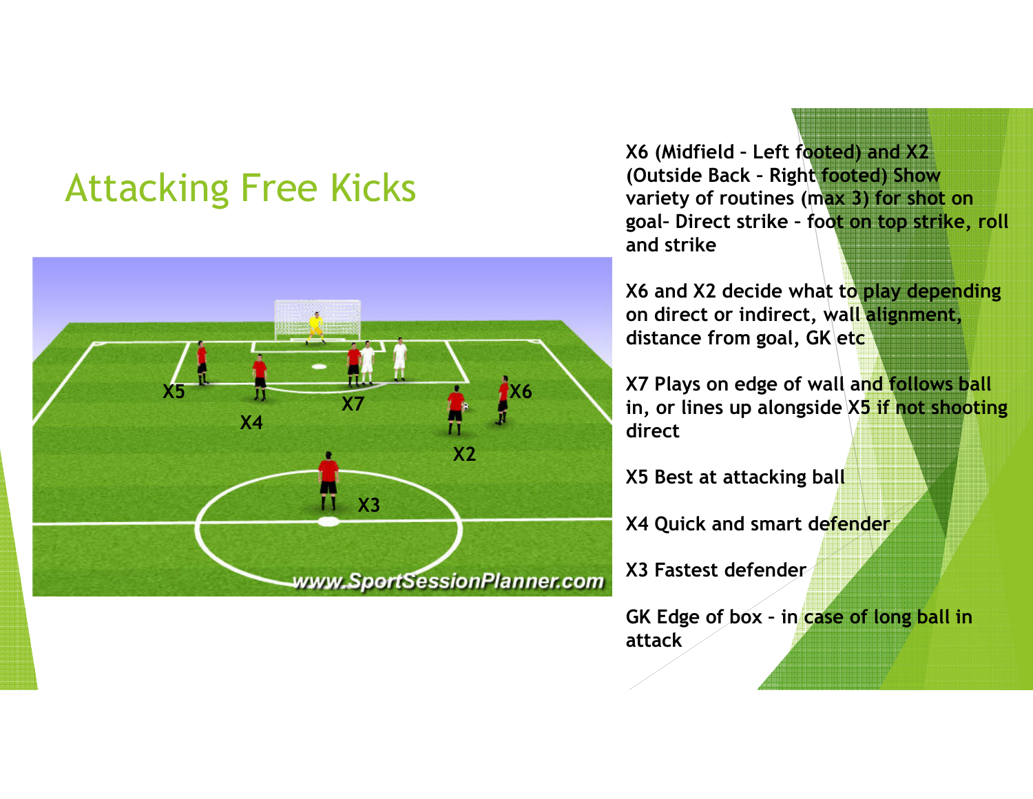# Attacking Free Kicks

X6 (Midfield – Left footed) and X2 (Outside Back – Right footed) Show variety of routines (max 3) for shot on goal- Direct strike – foot on top strike, roll and strike

X6 and X2 decide what to play depending on direct or indirect, wall alignment, distance from goal, GK etc

X7 Plays on edge of wall and follows ball in, or lines up alongside X5 if not shooting direct

X5 Best at attacking ball

X4 Quick and smart defender

X3 Fastest defender

GK Edge of box – in case of long ball in attack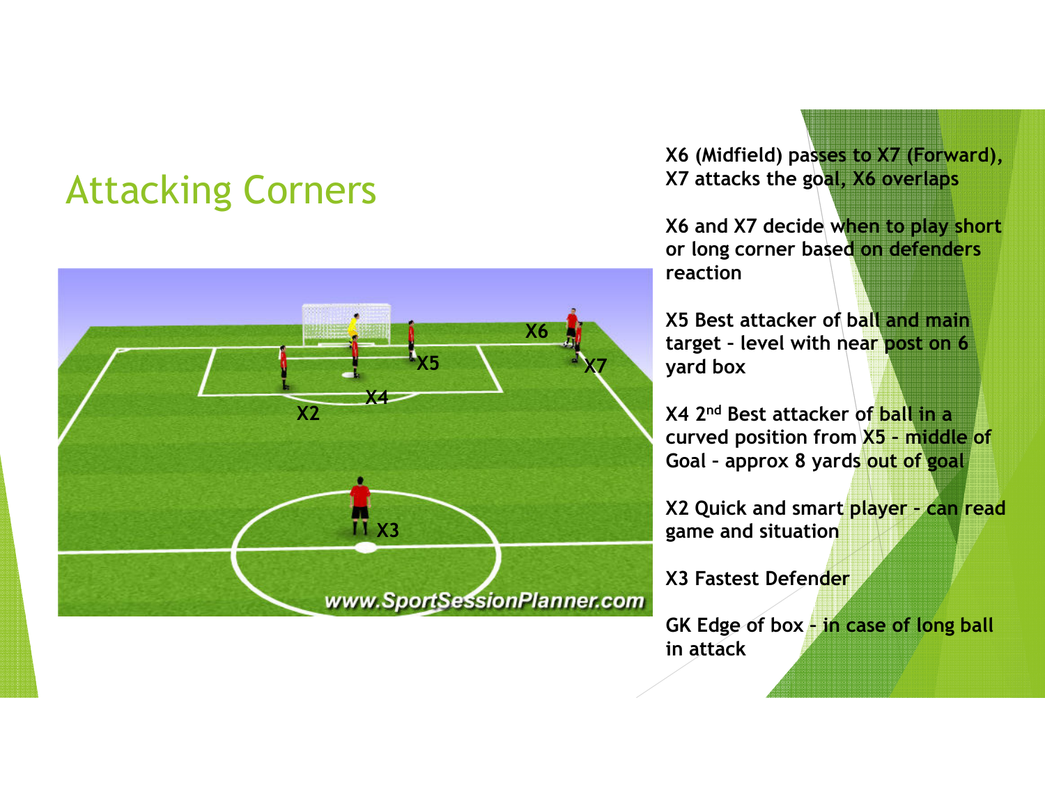# Attacking Corners

X6 (Midfield) passes to X7 (Forward), X7 attacks the goal, X6 overlaps

X6 and X7 decide when to play short or long corner based on defenders reaction

X5 Best attacker of ball and main target – level with near post on 6 yard box

X4 2nd Best attacker of ball in a curved position from X5 – middle of Goal – approx 8 yards out of goal

X2 Quick and smart player – can read game and situation

X3 Fastest Defender

GK Edge of box – in case of long ball in attack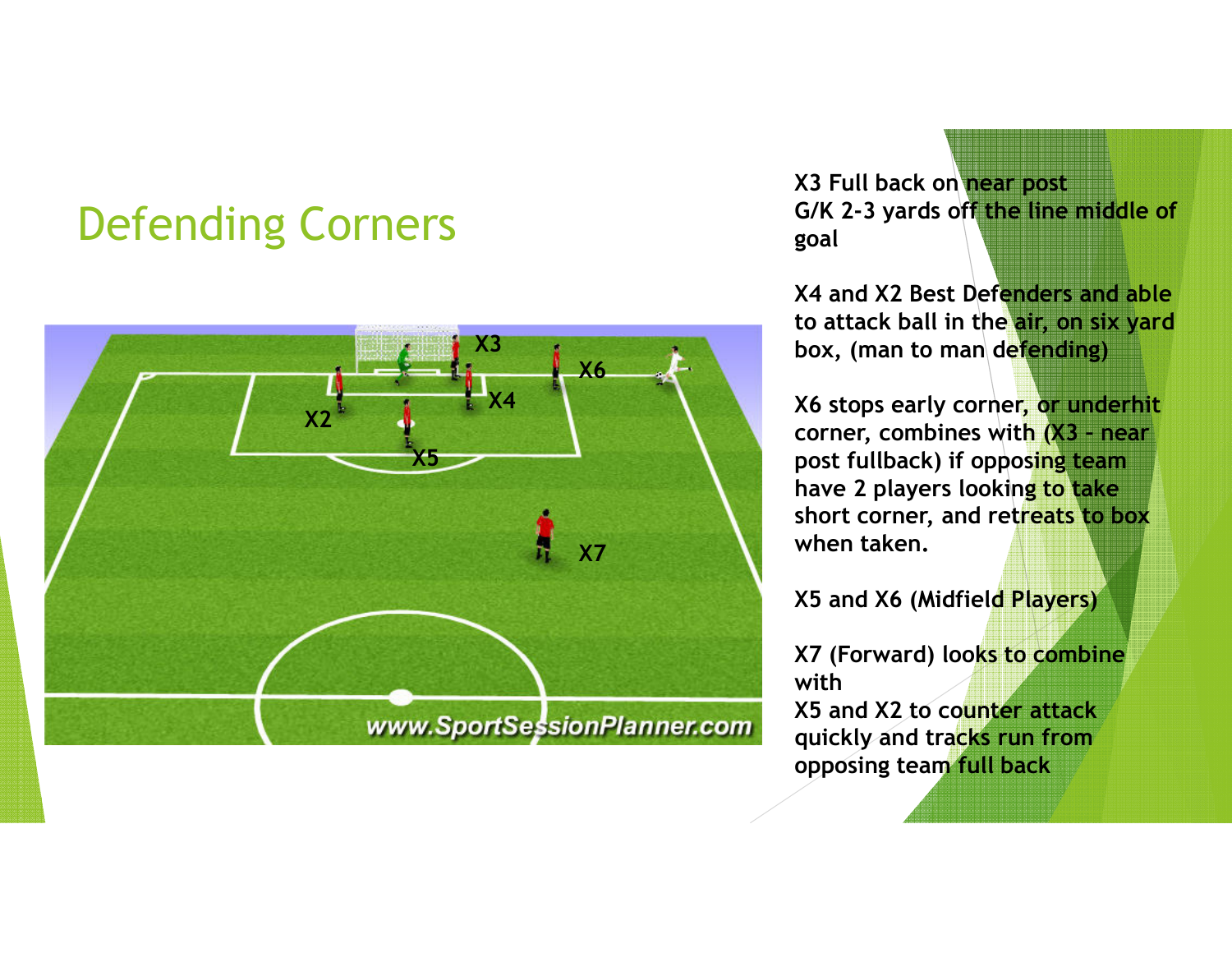# Defending Corners

X3 Full back on near post
G/K 2-3 yards off the line middle of goal

X4 and X2 Best Defenders and able to attack ball in the air, on six yard box, (man to man defending)

X6 stops early corner, or underhit corner, combines with (X3 - near post fullback) if opposing team have 2 players looking to take short corner, and retreats to box when taken.

X5 and X6 (Midfield Players)

X7 (Forward) looks to combine with
X5 and X2 to counter attack quickly and tracks run from opposing team full back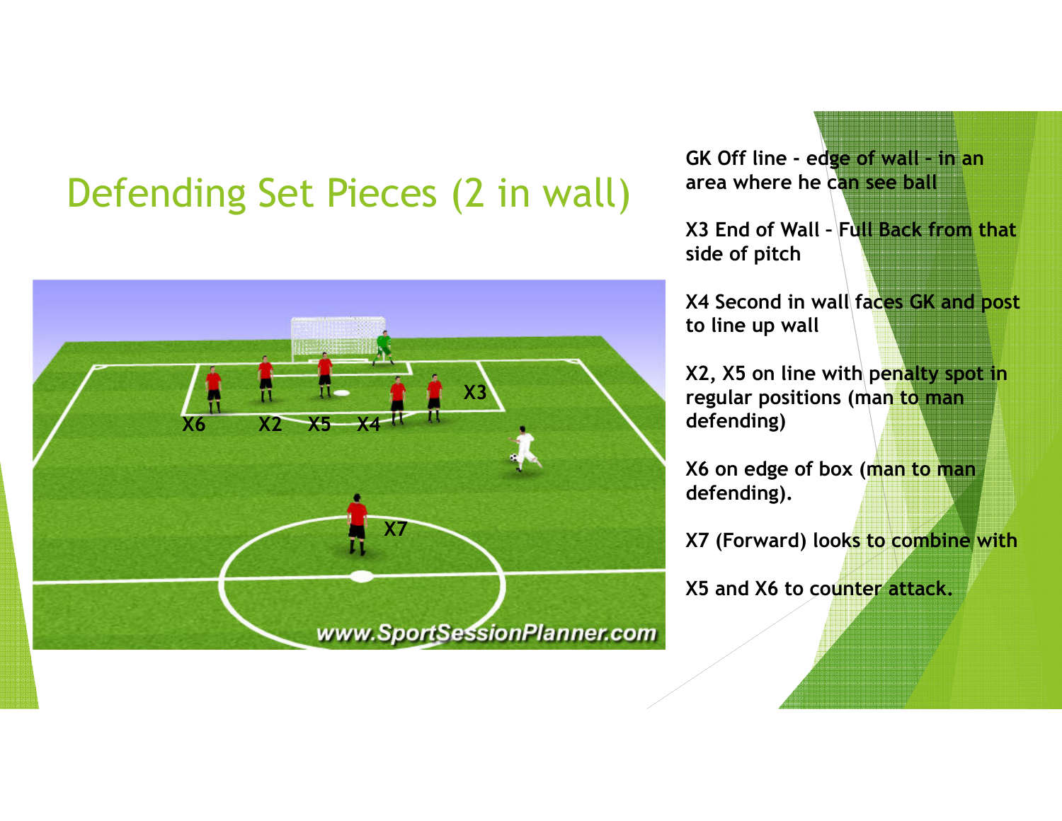# Defending Set Pieces (2 in wall)

X6 X2 X5 X4 X3

X7

www.SportSessionPlanner.com

GK Off line - edge of wall - in an area where he can see ball

X3 End of Wall – Full Back from that side of pitch

X4 Second in wall faces GK and post to line up wall

X2, X5 on line with penalty spot in regular positions (man to man defending)

X6 on edge of box (man to man defending).

X7 (Forward) looks to combine with

X5 and X6 to counter attack.